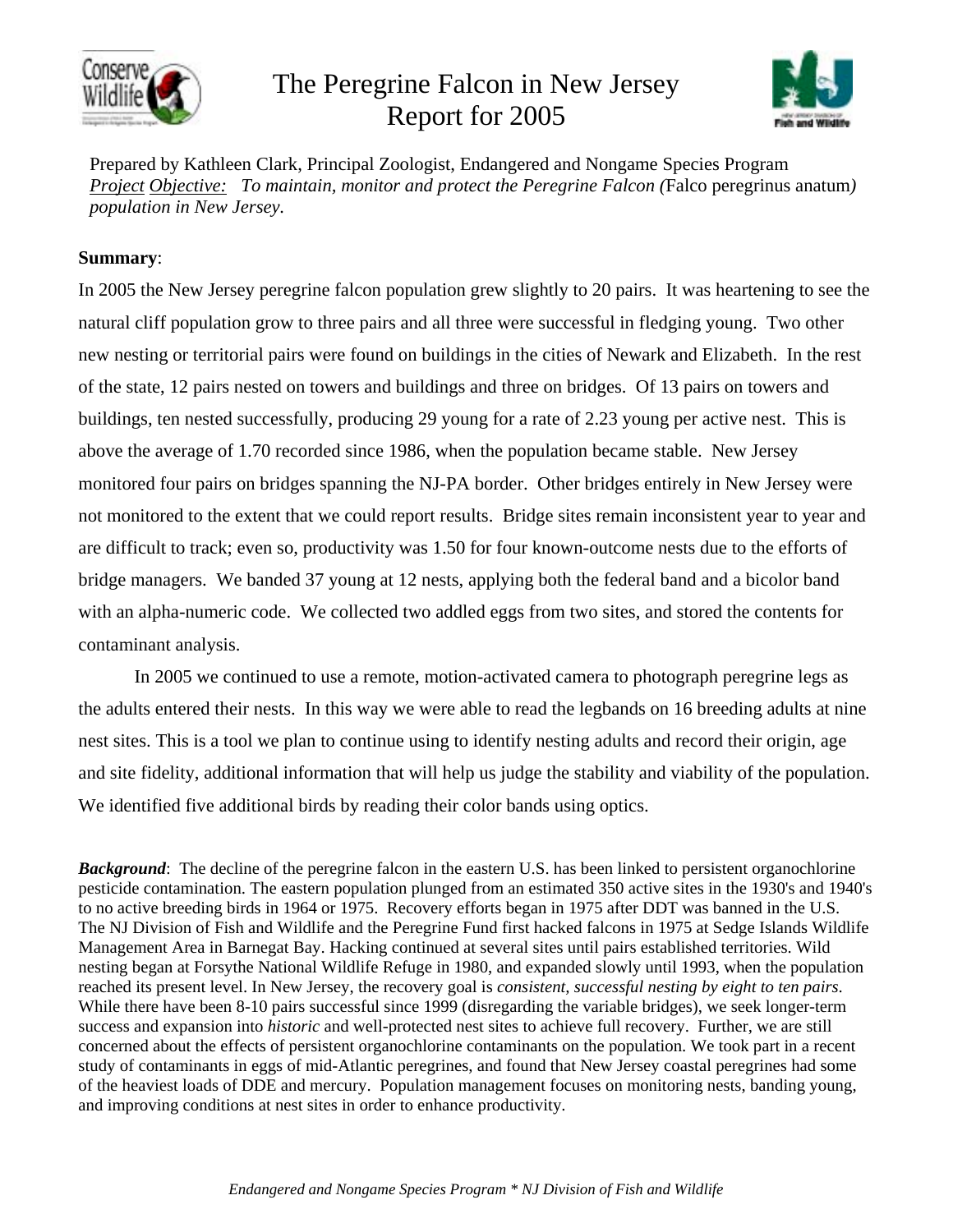# The Peregrine Falcon in New Jersey Report for 2005

Prepared by Kathleen Clark, Principal Zoologist, Endangered and Nongame Species Program
*Project Objective: To maintain, monitor and protect the Peregrine Falcon (*Falco peregrinus anatum*) population in New Jersey.*

**Summary**:

In 2005 the New Jersey peregrine falcon population grew slightly to 20 pairs. It was heartening to see the natural cliff population grow to three pairs and all three were successful in fledging young. Two other new nesting or territorial pairs were found on buildings in the cities of Newark and Elizabeth. In the rest of the state, 12 pairs nested on towers and buildings and three on bridges. Of 13 pairs on towers and buildings, ten nested successfully, producing 29 young for a rate of 2.23 young per active nest. This is above the average of 1.70 recorded since 1986, when the population became stable. New Jersey monitored four pairs on bridges spanning the NJ-PA border. Other bridges entirely in New Jersey were not monitored to the extent that we could report results. Bridge sites remain inconsistent year to year and are difficult to track; even so, productivity was 1.50 for four known-outcome nests due to the efforts of bridge managers. We banded 37 young at 12 nests, applying both the federal band and a bicolor band with an alpha-numeric code. We collected two addled eggs from two sites, and stored the contents for contaminant analysis.

In 2005 we continued to use a remote, motion-activated camera to photograph peregrine legs as the adults entered their nests. In this way we were able to read the legbands on 16 breeding adults at nine nest sites. This is a tool we plan to continue using to identify nesting adults and record their origin, age and site fidelity, additional information that will help us judge the stability and viability of the population. We identified five additional birds by reading their color bands using optics.

***Background***: The decline of the peregrine falcon in the eastern U.S. has been linked to persistent organochlorine pesticide contamination. The eastern population plunged from an estimated 350 active sites in the 1930's and 1940's to no active breeding birds in 1964 or 1975. Recovery efforts began in 1975 after DDT was banned in the U.S. The NJ Division of Fish and Wildlife and the Peregrine Fund first hacked falcons in 1975 at Sedge Islands Wildlife Management Area in Barnegat Bay. Hacking continued at several sites until pairs established territories. Wild nesting began at Forsythe National Wildlife Refuge in 1980, and expanded slowly until 1993, when the population reached its present level. In New Jersey, the recovery goal is *consistent, successful nesting by eight to ten pairs*. While there have been 8-10 pairs successful since 1999 (disregarding the variable bridges), we seek longer-term success and expansion into *historic* and well-protected nest sites to achieve full recovery. Further, we are still concerned about the effects of persistent organochlorine contaminants on the population. We took part in a recent study of contaminants in eggs of mid-Atlantic peregrines, and found that New Jersey coastal peregrines had some of the heaviest loads of DDE and mercury. Population management focuses on monitoring nests, banding young, and improving conditions at nest sites in order to enhance productivity.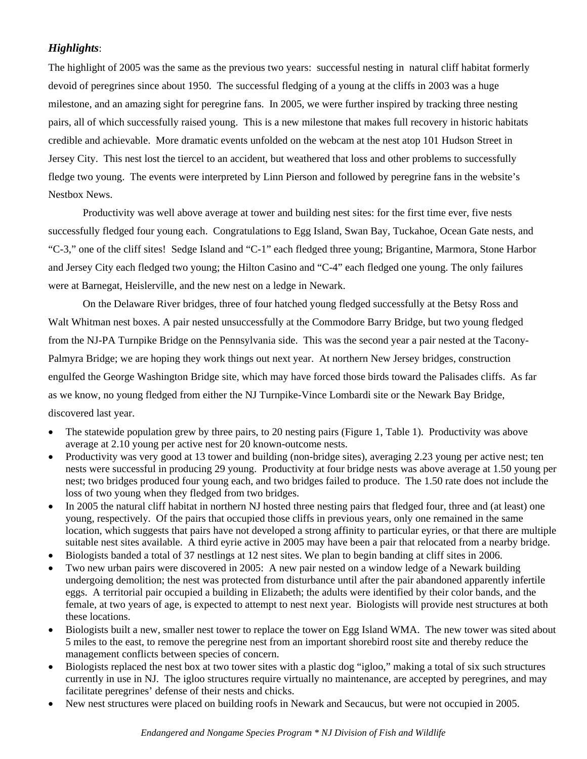***Highlights***:

The highlight of 2005 was the same as the previous two years: successful nesting in natural cliff habitat formerly devoid of peregrines since about 1950. The successful fledging of a young at the cliffs in 2003 was a huge milestone, and an amazing sight for peregrine fans. In 2005, we were further inspired by tracking three nesting pairs, all of which successfully raised young. This is a new milestone that makes full recovery in historic habitats credible and achievable. More dramatic events unfolded on the webcam at the nest atop 101 Hudson Street in Jersey City. This nest lost the tiercel to an accident, but weathered that loss and other problems to successfully fledge two young. The events were interpreted by Linn Pierson and followed by peregrine fans in the website's Nestbox News.

Productivity was well above average at tower and building nest sites: for the first time ever, five nests successfully fledged four young each. Congratulations to Egg Island, Swan Bay, Tuckahoe, Ocean Gate nests, and "C-3," one of the cliff sites! Sedge Island and "C-1" each fledged three young; Brigantine, Marmora, Stone Harbor and Jersey City each fledged two young; the Hilton Casino and "C-4" each fledged one young. The only failures were at Barnegat, Heislerville, and the new nest on a ledge in Newark.

On the Delaware River bridges, three of four hatched young fledged successfully at the Betsy Ross and Walt Whitman nest boxes. A pair nested unsuccessfully at the Commodore Barry Bridge, but two young fledged from the NJ-PA Turnpike Bridge on the Pennsylvania side. This was the second year a pair nested at the Tacony-Palmyra Bridge; we are hoping they work things out next year. At northern New Jersey bridges, construction engulfed the George Washington Bridge site, which may have forced those birds toward the Palisades cliffs. As far as we know, no young fledged from either the NJ Turnpike-Vince Lombardi site or the Newark Bay Bridge, discovered last year.

- The statewide population grew by three pairs, to 20 nesting pairs (Figure 1, Table 1). Productivity was above average at 2.10 young per active nest for 20 known-outcome nests.
- Productivity was very good at 13 tower and building (non-bridge sites), averaging 2.23 young per active nest; ten nests were successful in producing 29 young. Productivity at four bridge nests was above average at 1.50 young per nest; two bridges produced four young each, and two bridges failed to produce. The 1.50 rate does not include the loss of two young when they fledged from two bridges.
- In 2005 the natural cliff habitat in northern NJ hosted three nesting pairs that fledged four, three and (at least) one young, respectively. Of the pairs that occupied those cliffs in previous years, only one remained in the same location, which suggests that pairs have not developed a strong affinity to particular eyries, or that there are multiple suitable nest sites available. A third eyrie active in 2005 may have been a pair that relocated from a nearby bridge.
- Biologists banded a total of 37 nestlings at 12 nest sites. We plan to begin banding at cliff sites in 2006.
- Two new urban pairs were discovered in 2005: A new pair nested on a window ledge of a Newark building undergoing demolition; the nest was protected from disturbance until after the pair abandoned apparently infertile eggs. A territorial pair occupied a building in Elizabeth; the adults were identified by their color bands, and the female, at two years of age, is expected to attempt to nest next year. Biologists will provide nest structures at both these locations.
- Biologists built a new, smaller nest tower to replace the tower on Egg Island WMA. The new tower was sited about 5 miles to the east, to remove the peregrine nest from an important shorebird roost site and thereby reduce the management conflicts between species of concern.
- Biologists replaced the nest box at two tower sites with a plastic dog "igloo," making a total of six such structures currently in use in NJ. The igloo structures require virtually no maintenance, are accepted by peregrines, and may facilitate peregrines' defense of their nests and chicks.
- New nest structures were placed on building roofs in Newark and Secaucus, but were not occupied in 2005.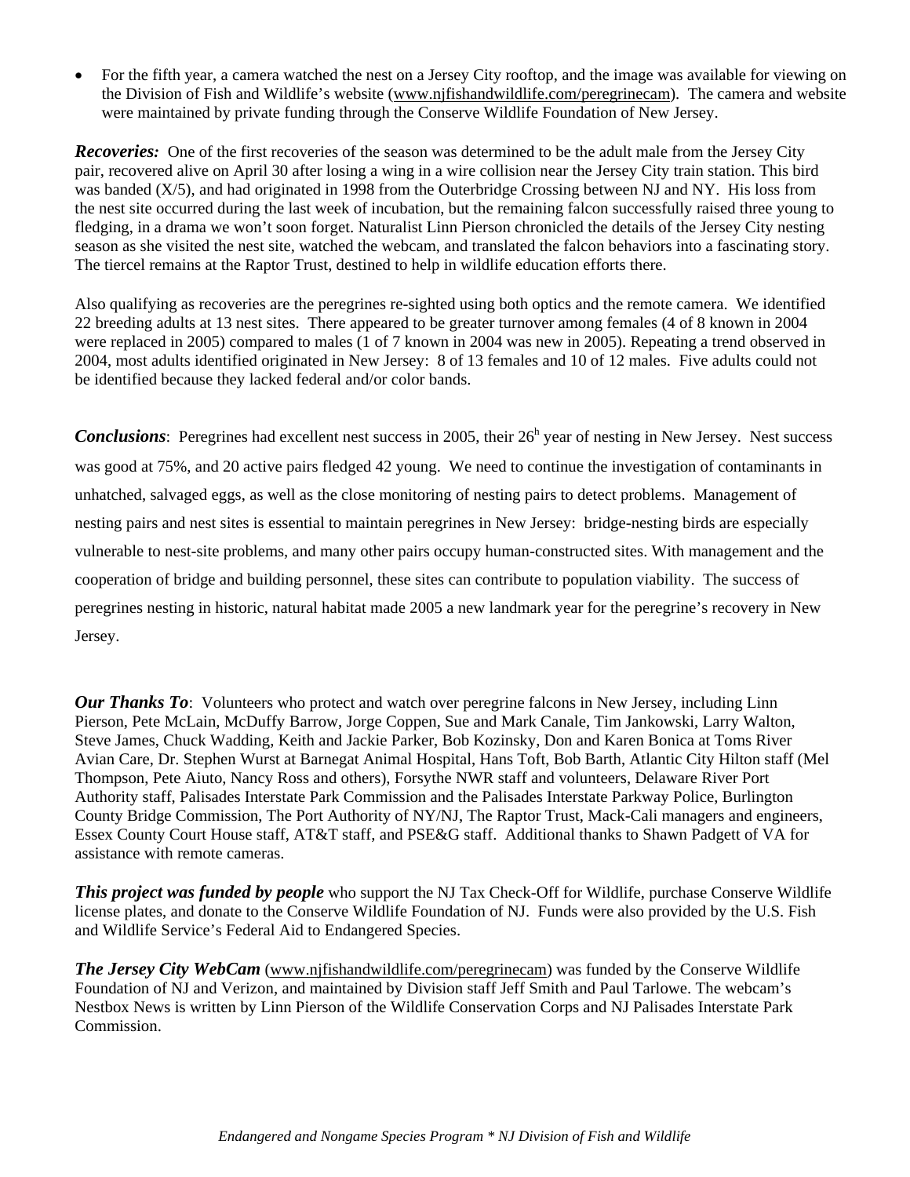- For the fifth year, a camera watched the nest on a Jersey City rooftop, and the image was available for viewing on the Division of Fish and Wildlife's website (www.njfishandwildlife.com/peregrinecam). The camera and website were maintained by private funding through the Conserve Wildlife Foundation of New Jersey.

***Recoveries:*** One of the first recoveries of the season was determined to be the adult male from the Jersey City pair, recovered alive on April 30 after losing a wing in a wire collision near the Jersey City train station. This bird was banded (X/5), and had originated in 1998 from the Outerbridge Crossing between NJ and NY. His loss from the nest site occurred during the last week of incubation, but the remaining falcon successfully raised three young to fledging, in a drama we won't soon forget. Naturalist Linn Pierson chronicled the details of the Jersey City nesting season as she visited the nest site, watched the webcam, and translated the falcon behaviors into a fascinating story. The tiercel remains at the Raptor Trust, destined to help in wildlife education efforts there.

Also qualifying as recoveries are the peregrines re-sighted using both optics and the remote camera. We identified 22 breeding adults at 13 nest sites. There appeared to be greater turnover among females (4 of 8 known in 2004 were replaced in 2005) compared to males (1 of 7 known in 2004 was new in 2005). Repeating a trend observed in 2004, most adults identified originated in New Jersey: 8 of 13 females and 10 of 12 males. Five adults could not be identified because they lacked federal and/or color bands.

***Conclusions***: Peregrines had excellent nest success in 2005, their 26h year of nesting in New Jersey. Nest success was good at 75%, and 20 active pairs fledged 42 young. We need to continue the investigation of contaminants in unhatched, salvaged eggs, as well as the close monitoring of nesting pairs to detect problems. Management of nesting pairs and nest sites is essential to maintain peregrines in New Jersey: bridge-nesting birds are especially vulnerable to nest-site problems, and many other pairs occupy human-constructed sites. With management and the cooperation of bridge and building personnel, these sites can contribute to population viability. The success of peregrines nesting in historic, natural habitat made 2005 a new landmark year for the peregrine's recovery in New Jersey.

***Our Thanks To***: Volunteers who protect and watch over peregrine falcons in New Jersey, including Linn Pierson, Pete McLain, McDuffy Barrow, Jorge Coppen, Sue and Mark Canale, Tim Jankowski, Larry Walton, Steve James, Chuck Wadding, Keith and Jackie Parker, Bob Kozinsky, Don and Karen Bonica at Toms River Avian Care, Dr. Stephen Wurst at Barnegat Animal Hospital, Hans Toft, Bob Barth, Atlantic City Hilton staff (Mel Thompson, Pete Aiuto, Nancy Ross and others), Forsythe NWR staff and volunteers, Delaware River Port Authority staff, Palisades Interstate Park Commission and the Palisades Interstate Parkway Police, Burlington County Bridge Commission, The Port Authority of NY/NJ, The Raptor Trust, Mack-Cali managers and engineers, Essex County Court House staff, AT&T staff, and PSE&G staff. Additional thanks to Shawn Padgett of VA for assistance with remote cameras.

***This project was funded by people*** who support the NJ Tax Check-Off for Wildlife, purchase Conserve Wildlife license plates, and donate to the Conserve Wildlife Foundation of NJ. Funds were also provided by the U.S. Fish and Wildlife Service's Federal Aid to Endangered Species.

***The Jersey City WebCam*** (www.njfishandwildlife.com/peregrinecam) was funded by the Conserve Wildlife Foundation of NJ and Verizon, and maintained by Division staff Jeff Smith and Paul Tarlowe. The webcam's Nestbox News is written by Linn Pierson of the Wildlife Conservation Corps and NJ Palisades Interstate Park Commission.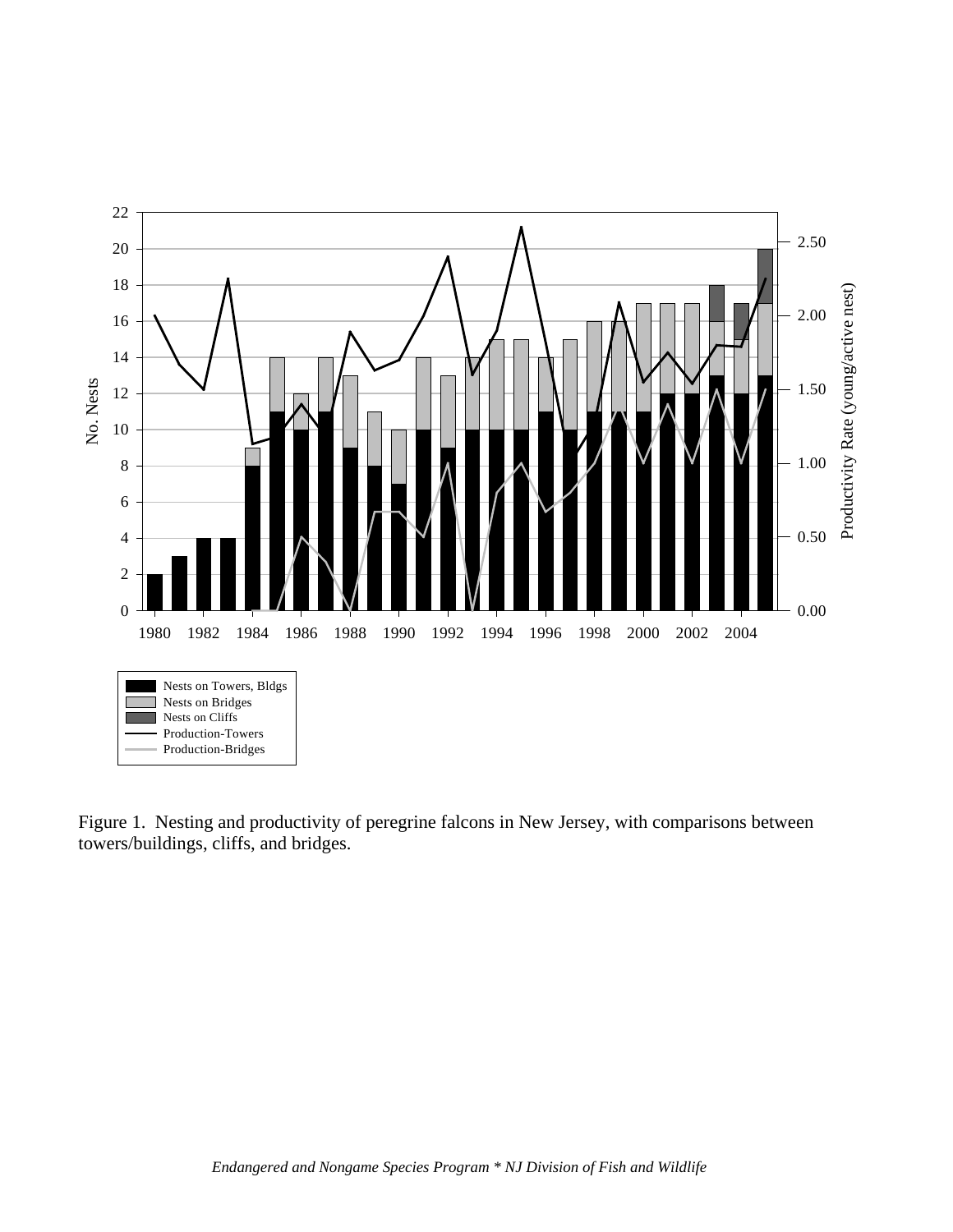No. Nests

22
20
18
16
14
12
10
8
6
4
2
0

Productivity Rate (young/active nest)

2.50
2.00
1.50
1.00
0.50
0.00

1980 1982 1984 1986 1988 1990 1992 1994 1996 1998 2000 2002 2004

Nests on Towers, Bldgs
Nests on Bridges
Nests on Cliffs
Production-Towers
Production-Bridges

Figure 1. Nesting and productivity of peregrine falcons in New Jersey, with comparisons between towers/buildings, cliffs, and bridges.

*Endangered and Nongame Species Program * NJ Division of Fish and Wildlife*